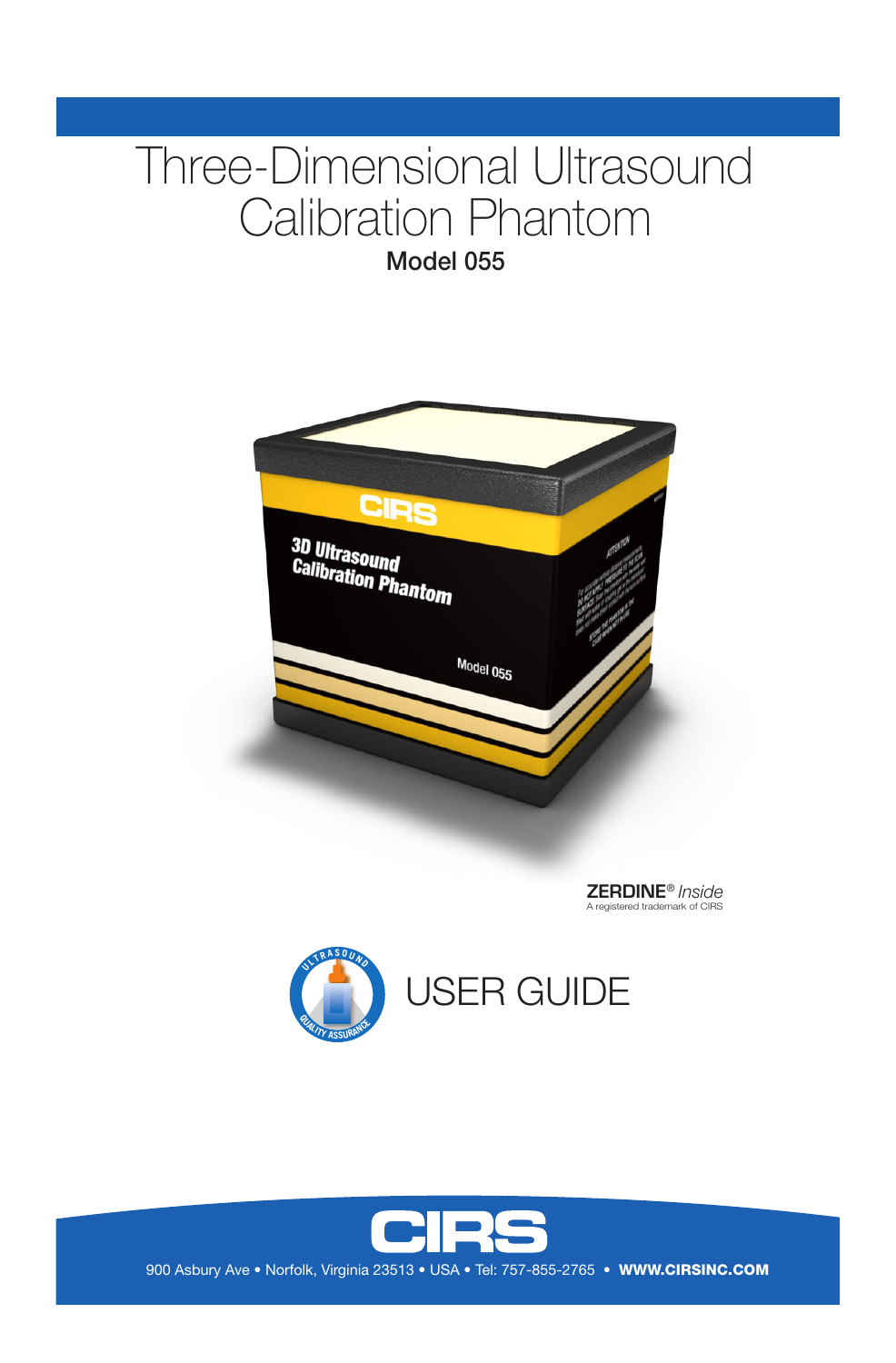# Three-Dimensional Ultrasound Calibration Phantom

## Model 055

**ZERDINE**® *Inside*
A registered trademark of CIRS

# USER GUIDE

CIRS

900 Asbury Ave • Norfolk, Virginia 23513 • USA • Tel: 757-855-2765 • **WWW.CIRSINC.COM**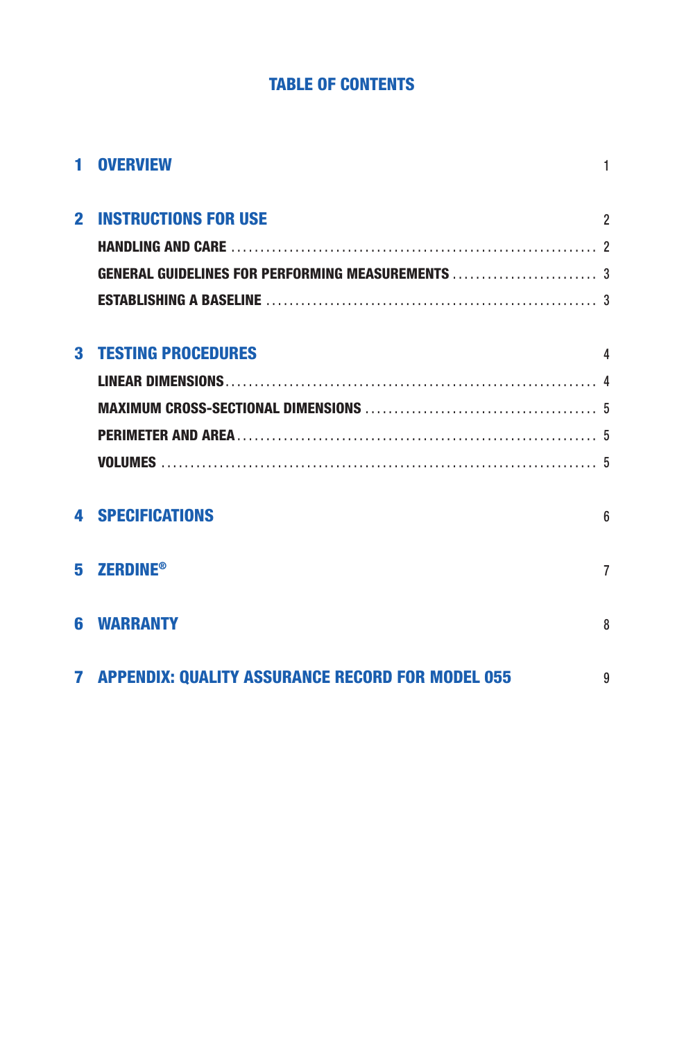# TABLE OF CONTENTS

**1 OVERVIEW** 1

**2 INSTRUCTIONS FOR USE** 2

- **HANDLING AND CARE** ........ 2
- **GENERAL GUIDELINES FOR PERFORMING MEASUREMENTS** ........ 3
- **ESTABLISHING A BASELINE** ........ 3

**3 TESTING PROCEDURES** 4

- **LINEAR DIMENSIONS** ........ 4
- **MAXIMUM CROSS-SECTIONAL DIMENSIONS** ........ 5
- **PERIMETER AND AREA** ........ 5
- **VOLUMES** ........ 5

**4 SPECIFICATIONS** 6

**5 ZERDINE®** 7

**6 WARRANTY** 8

**7 APPENDIX: QUALITY ASSURANCE RECORD FOR MODEL 055** 9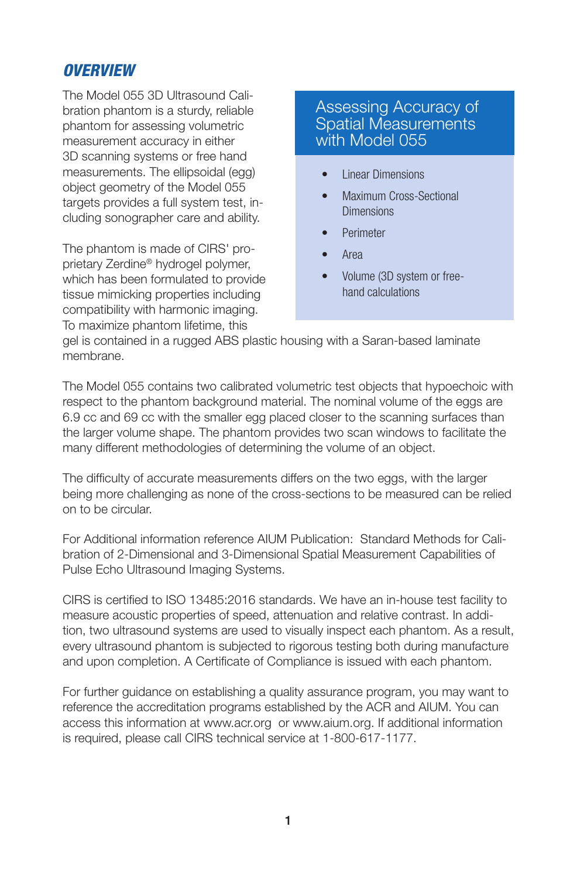## *OVERVIEW*

The Model 055 3D Ultrasound Calibration phantom is a sturdy, reliable phantom for assessing volumetric measurement accuracy in either 3D scanning systems or free hand measurements. The ellipsoidal (egg) object geometry of the Model 055 targets provides a full system test, including sonographer care and ability.

The phantom is made of CIRS' proprietary Zerdine® hydrogel polymer, which has been formulated to provide tissue mimicking properties including compatibility with harmonic imaging. To maximize phantom lifetime, this gel is contained in a rugged ABS plastic housing with a Saran-based laminate membrane.

### Assessing Accuracy of Spatial Measurements with Model 055

- Linear Dimensions
- Maximum Cross-Sectional Dimensions
- Perimeter
- Area
- Volume (3D system or free-hand calculations

The Model 055 contains two calibrated volumetric test objects that hypoechoic with respect to the phantom background material. The nominal volume of the eggs are 6.9 cc and 69 cc with the smaller egg placed closer to the scanning surfaces than the larger volume shape. The phantom provides two scan windows to facilitate the many different methodologies of determining the volume of an object.

The difficulty of accurate measurements differs on the two eggs, with the larger being more challenging as none of the cross-sections to be measured can be relied on to be circular.

For Additional information reference AIUM Publication: Standard Methods for Calibration of 2-Dimensional and 3-Dimensional Spatial Measurement Capabilities of Pulse Echo Ultrasound Imaging Systems.

CIRS is certified to ISO 13485:2016 standards. We have an in-house test facility to measure acoustic properties of speed, attenuation and relative contrast. In addition, two ultrasound systems are used to visually inspect each phantom. As a result, every ultrasound phantom is subjected to rigorous testing both during manufacture and upon completion. A Certificate of Compliance is issued with each phantom.

For further guidance on establishing a quality assurance program, you may want to reference the accreditation programs established by the ACR and AIUM. You can access this information at www.acr.org or www.aium.org. If additional information is required, please call CIRS technical service at 1-800-617-1177.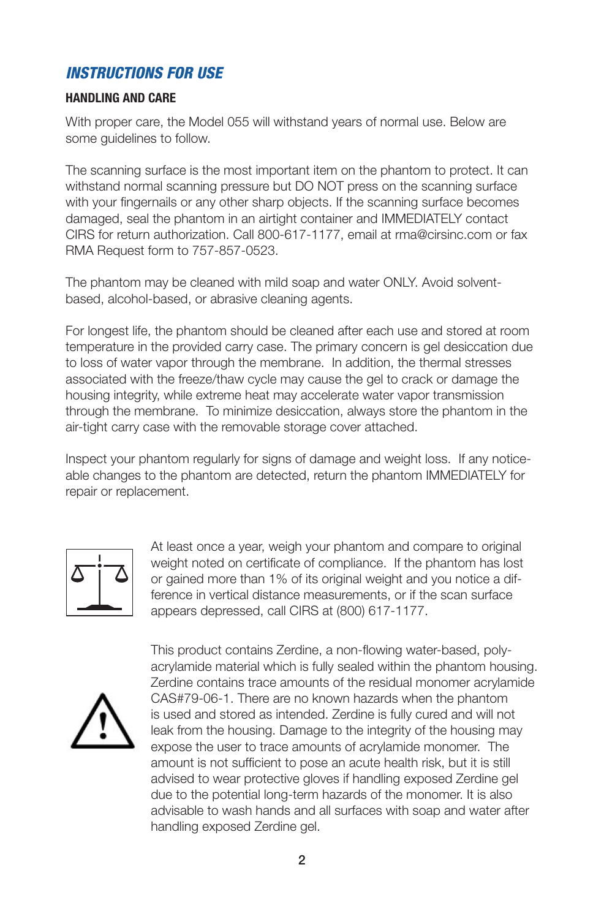## *INSTRUCTIONS FOR USE*

### HANDLING AND CARE

With proper care, the Model 055 will withstand years of normal use. Below are some guidelines to follow.

The scanning surface is the most important item on the phantom to protect. It can withstand normal scanning pressure but DO NOT press on the scanning surface with your fingernails or any other sharp objects. If the scanning surface becomes damaged, seal the phantom in an airtight container and IMMEDIATELY contact CIRS for return authorization. Call 800-617-1177, email at rma@cirsinc.com or fax RMA Request form to 757-857-0523.

The phantom may be cleaned with mild soap and water ONLY. Avoid solvent-based, alcohol-based, or abrasive cleaning agents.

For longest life, the phantom should be cleaned after each use and stored at room temperature in the provided carry case. The primary concern is gel desiccation due to loss of water vapor through the membrane. In addition, the thermal stresses associated with the freeze/thaw cycle may cause the gel to crack or damage the housing integrity, while extreme heat may accelerate water vapor transmission through the membrane. To minimize desiccation, always store the phantom in the air-tight carry case with the removable storage cover attached.

Inspect your phantom regularly for signs of damage and weight loss. If any noticeable changes to the phantom are detected, return the phantom IMMEDIATELY for repair or replacement.

At least once a year, weigh your phantom and compare to original weight noted on certificate of compliance. If the phantom has lost or gained more than 1% of its original weight and you notice a difference in vertical distance measurements, or if the scan surface appears depressed, call CIRS at (800) 617-1177.

This product contains Zerdine, a non-flowing water-based, polyacrylamide material which is fully sealed within the phantom housing. Zerdine contains trace amounts of the residual monomer acrylamide CAS#79-06-1. There are no known hazards when the phantom is used and stored as intended. Zerdine is fully cured and will not leak from the housing. Damage to the integrity of the housing may expose the user to trace amounts of acrylamide monomer. The amount is not sufficient to pose an acute health risk, but it is still advised to wear protective gloves if handling exposed Zerdine gel due to the potential long-term hazards of the monomer. It is also advisable to wash hands and all surfaces with soap and water after handling exposed Zerdine gel.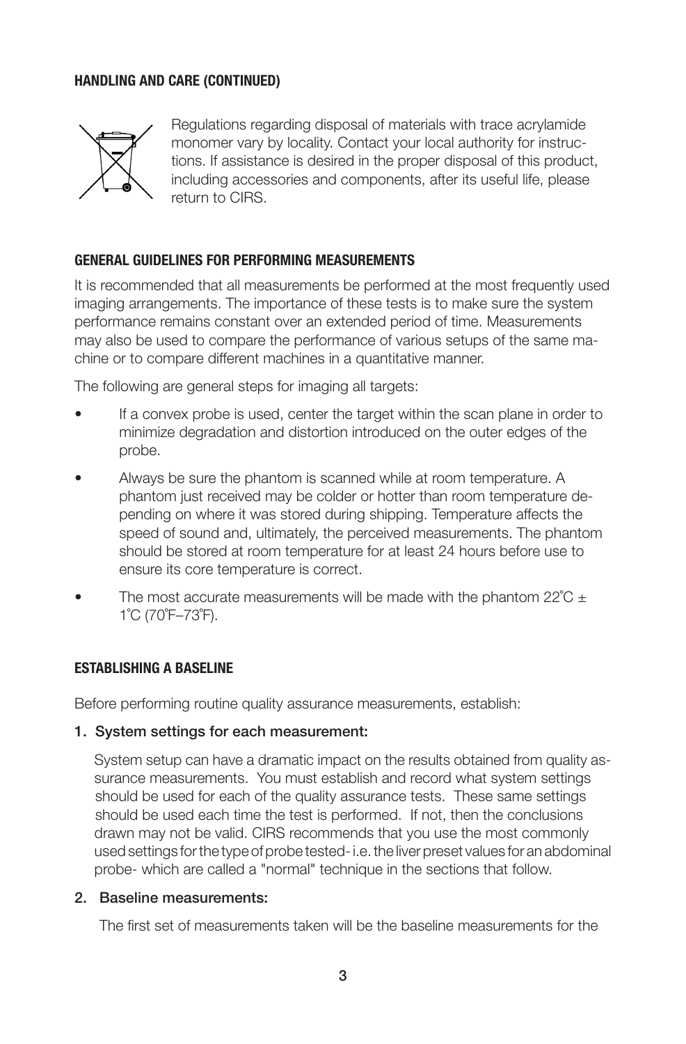## HANDLING AND CARE (CONTINUED)

Regulations regarding disposal of materials with trace acrylamide monomer vary by locality. Contact your local authority for instructions. If assistance is desired in the proper disposal of this product, including accessories and components, after its useful life, please return to CIRS.

## GENERAL GUIDELINES FOR PERFORMING MEASUREMENTS

It is recommended that all measurements be performed at the most frequently used imaging arrangements. The importance of these tests is to make sure the system performance remains constant over an extended period of time. Measurements may also be used to compare the performance of various setups of the same machine or to compare different machines in a quantitative manner.

The following are general steps for imaging all targets:

- If a convex probe is used, center the target within the scan plane in order to minimize degradation and distortion introduced on the outer edges of the probe.
- Always be sure the phantom is scanned while at room temperature. A phantom just received may be colder or hotter than room temperature depending on where it was stored during shipping. Temperature affects the speed of sound and, ultimately, the perceived measurements. The phantom should be stored at room temperature for at least 24 hours before use to ensure its core temperature is correct.
- The most accurate measurements will be made with the phantom 22˚C ± 1˚C (70˚F–73˚F).

## ESTABLISHING A BASELINE

Before performing routine quality assurance measurements, establish:

**1. System settings for each measurement:**

System setup can have a dramatic impact on the results obtained from quality assurance measurements. You must establish and record what system settings should be used for each of the quality assurance tests. These same settings should be used each time the test is performed. If not, then the conclusions drawn may not be valid. CIRS recommends that you use the most commonly used settings for the type of probe tested- i.e. the liver preset values for an abdominal probe- which are called a "normal" technique in the sections that follow.

**2. Baseline measurements:**

The first set of measurements taken will be the baseline measurements for the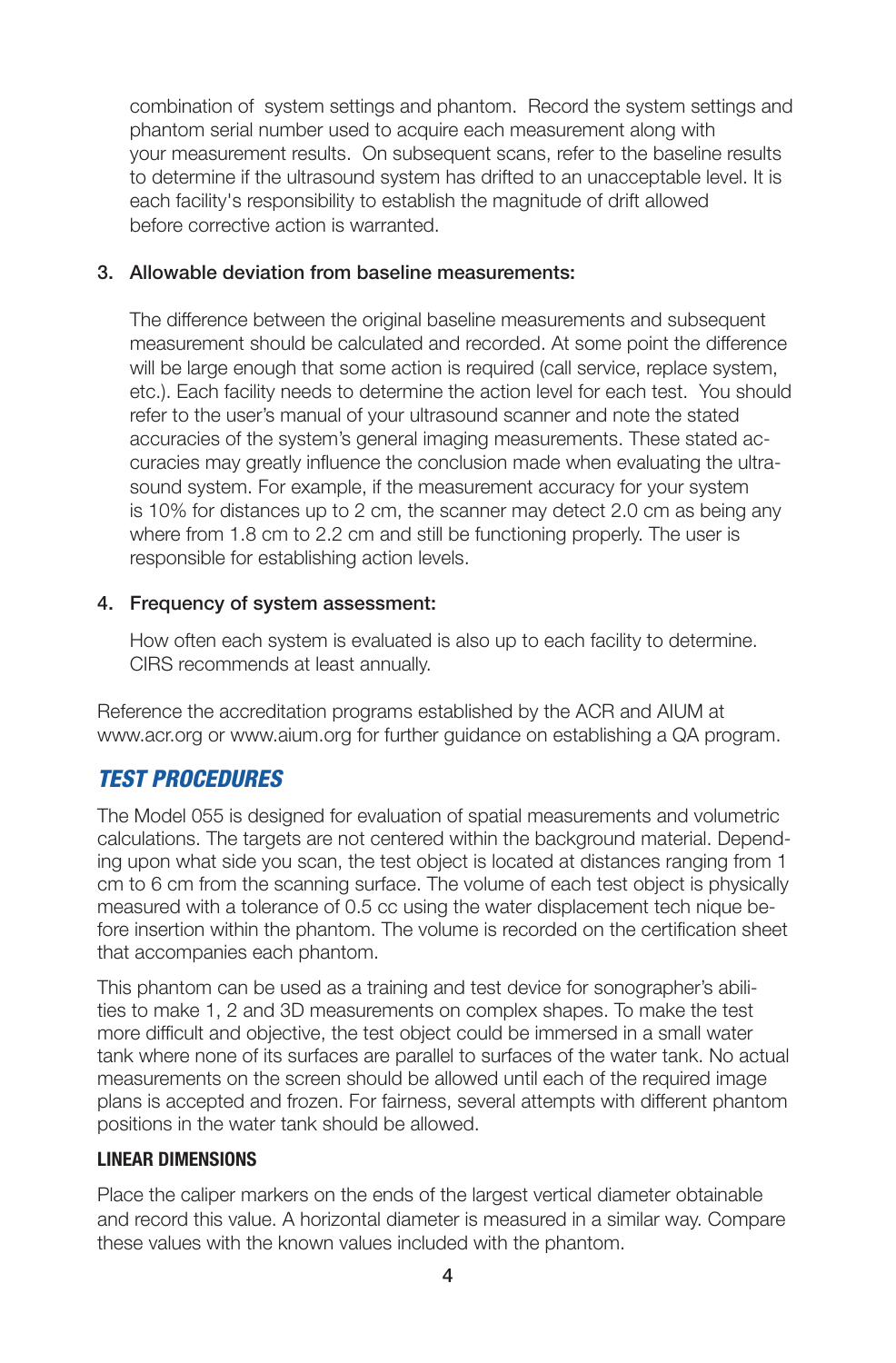combination of system settings and phantom. Record the system settings and phantom serial number used to acquire each measurement along with your measurement results. On subsequent scans, refer to the baseline results to determine if the ultrasound system has drifted to an unacceptable level. It is each facility's responsibility to establish the magnitude of drift allowed before corrective action is warranted.

3. **Allowable deviation from baseline measurements:**

   The difference between the original baseline measurements and subsequent measurement should be calculated and recorded. At some point the difference will be large enough that some action is required (call service, replace system, etc.). Each facility needs to determine the action level for each test. You should refer to the user's manual of your ultrasound scanner and note the stated accuracies of the system's general imaging measurements. These stated accuracies may greatly influence the conclusion made when evaluating the ultrasound system. For example, if the measurement accuracy for your system is 10% for distances up to 2 cm, the scanner may detect 2.0 cm as being any where from 1.8 cm to 2.2 cm and still be functioning properly. The user is responsible for establishing action levels.

4. **Frequency of system assessment:**

   How often each system is evaluated is also up to each facility to determine. CIRS recommends at least annually.

Reference the accreditation programs established by the ACR and AIUM at www.acr.org or www.aium.org for further guidance on establishing a QA program.

## *TEST PROCEDURES*

The Model 055 is designed for evaluation of spatial measurements and volumetric calculations. The targets are not centered within the background material. Depending upon what side you scan, the test object is located at distances ranging from 1 cm to 6 cm from the scanning surface. The volume of each test object is physically measured with a tolerance of 0.5 cc using the water displacement tech nique before insertion within the phantom. The volume is recorded on the certification sheet that accompanies each phantom.

This phantom can be used as a training and test device for sonographer's abilities to make 1, 2 and 3D measurements on complex shapes. To make the test more difficult and objective, the test object could be immersed in a small water tank where none of its surfaces are parallel to surfaces of the water tank. No actual measurements on the screen should be allowed until each of the required image plans is accepted and frozen. For fairness, several attempts with different phantom positions in the water tank should be allowed.

### LINEAR DIMENSIONS

Place the caliper markers on the ends of the largest vertical diameter obtainable and record this value. A horizontal diameter is measured in a similar way. Compare these values with the known values included with the phantom.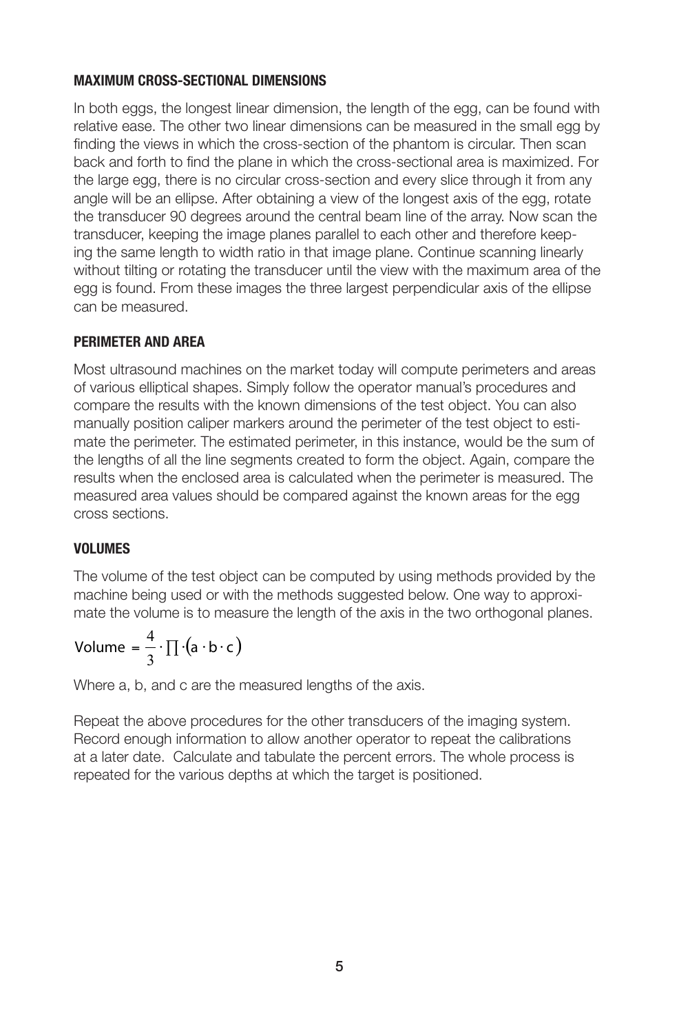### MAXIMUM CROSS-SECTIONAL DIMENSIONS

In both eggs, the longest linear dimension, the length of the egg, can be found with relative ease. The other two linear dimensions can be measured in the small egg by finding the views in which the cross-section of the phantom is circular. Then scan back and forth to find the plane in which the cross-sectional area is maximized. For the large egg, there is no circular cross-section and every slice through it from any angle will be an ellipse. After obtaining a view of the longest axis of the egg, rotate the transducer 90 degrees around the central beam line of the array. Now scan the transducer, keeping the image planes parallel to each other and therefore keeping the same length to width ratio in that image plane. Continue scanning linearly without tilting or rotating the transducer until the view with the maximum area of the egg is found. From these images the three largest perpendicular axis of the ellipse can be measured.

### PERIMETER AND AREA

Most ultrasound machines on the market today will compute perimeters and areas of various elliptical shapes. Simply follow the operator manual's procedures and compare the results with the known dimensions of the test object. You can also manually position caliper markers around the perimeter of the test object to estimate the perimeter. The estimated perimeter, in this instance, would be the sum of the lengths of all the line segments created to form the object. Again, compare the results when the enclosed area is calculated when the perimeter is measured. The measured area values should be compared against the known areas for the egg cross sections.

### VOLUMES

The volume of the test object can be computed by using methods provided by the machine being used or with the methods suggested below. One way to approximate the volume is to measure the length of the axis in the two orthogonal planes.

$$\text{Volume} = \frac{4}{3} \cdot \prod \cdot (a \cdot b \cdot c)$$

Where a, b, and c are the measured lengths of the axis.

Repeat the above procedures for the other transducers of the imaging system. Record enough information to allow another operator to repeat the calibrations at a later date. Calculate and tabulate the percent errors. The whole process is repeated for the various depths at which the target is positioned.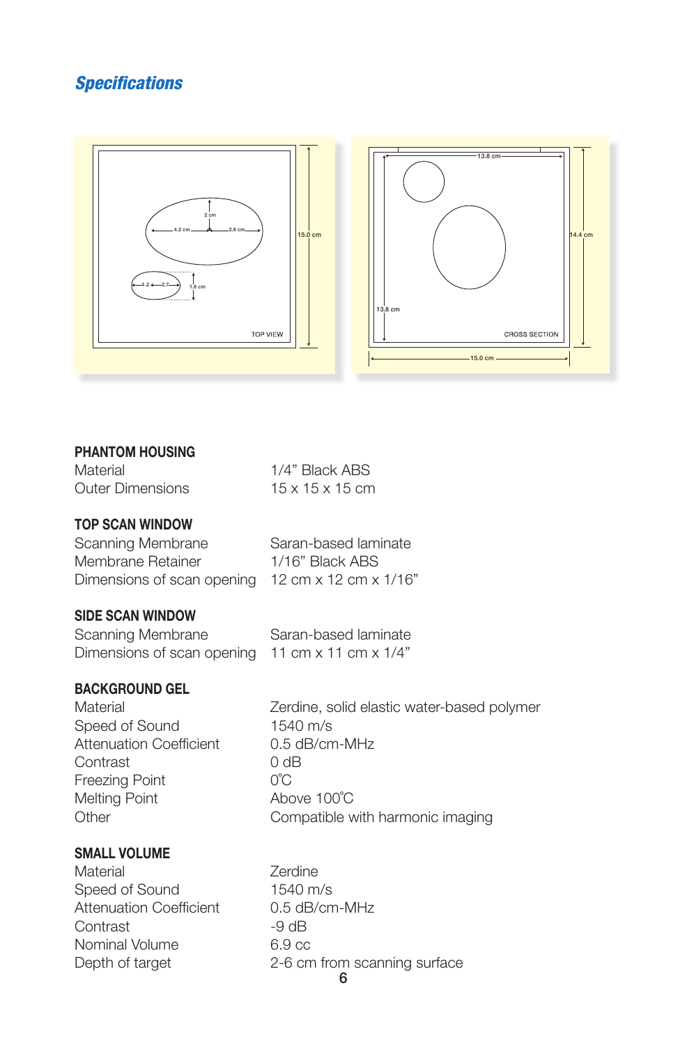## *Specifications*

**PHANTOM HOUSING**

| | |
|---|---|
| Material | 1/4” Black ABS |
| Outer Dimensions | 15 x 15 x 15 cm |

**TOP SCAN WINDOW**

| | |
|---|---|
| Scanning Membrane | Saran-based laminate |
| Membrane Retainer | 1/16” Black ABS |
| Dimensions of scan opening | 12 cm x 12 cm x 1/16” |

**SIDE SCAN WINDOW**

| | |
|---|---|
| Scanning Membrane | Saran-based laminate |
| Dimensions of scan opening | 11 cm x 11 cm x 1/4” |

**BACKGROUND GEL**

| | |
|---|---|
| Material | Zerdine, solid elastic water-based polymer |
| Speed of Sound | 1540 m/s |
| Attenuation Coefficient | 0.5 dB/cm-MHz |
| Contrast | 0 dB |
| Freezing Point | 0˚C |
| Melting Point | Above 100˚C |
| Other | Compatible with harmonic imaging |

**SMALL VOLUME**

| | |
|---|---|
| Material | Zerdine |
| Speed of Sound | 1540 m/s |
| Attenuation Coefficient | 0.5 dB/cm-MHz |
| Contrast | -9 dB |
| Nominal Volume | 6.9 cc |
| Depth of target | 2-6 cm from scanning surface |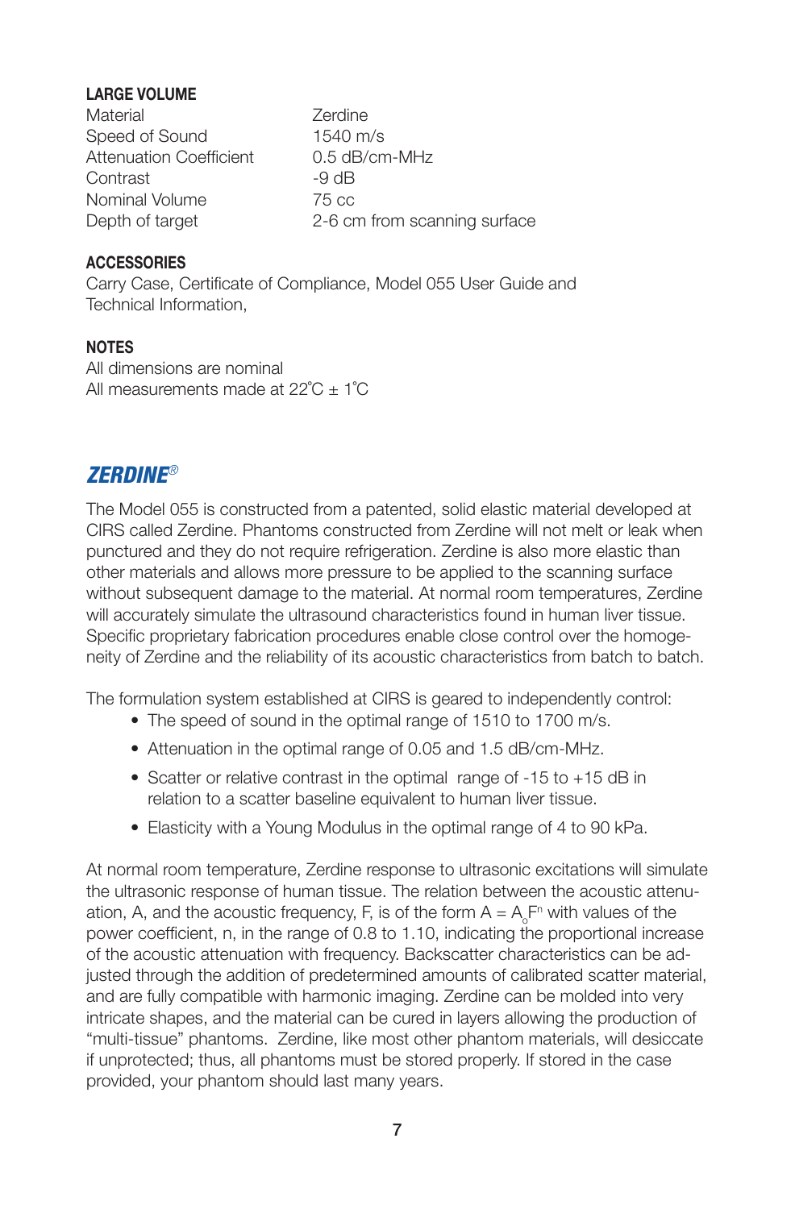### LARGE VOLUME

| | |
|---|---|
| Material | Zerdine |
| Speed of Sound | 1540 m/s |
| Attenuation Coefficient | 0.5 dB/cm-MHz |
| Contrast | -9 dB |
| Nominal Volume | 75 cc |
| Depth of target | 2-6 cm from scanning surface |

### ACCESSORIES

Carry Case, Certificate of Compliance, Model 055 User Guide and Technical Information,

### NOTES

All dimensions are nominal
All measurements made at 22˚C ± 1˚C

## *ZERDINE®*

The Model 055 is constructed from a patented, solid elastic material developed at CIRS called Zerdine. Phantoms constructed from Zerdine will not melt or leak when punctured and they do not require refrigeration. Zerdine is also more elastic than other materials and allows more pressure to be applied to the scanning surface without subsequent damage to the material. At normal room temperatures, Zerdine will accurately simulate the ultrasound characteristics found in human liver tissue. Specific proprietary fabrication procedures enable close control over the homogeneity of Zerdine and the reliability of its acoustic characteristics from batch to batch.

The formulation system established at CIRS is geared to independently control:

- The speed of sound in the optimal range of 1510 to 1700 m/s.
- Attenuation in the optimal range of 0.05 and 1.5 dB/cm-MHz.
- Scatter or relative contrast in the optimal range of -15 to +15 dB in relation to a scatter baseline equivalent to human liver tissue.
- Elasticity with a Young Modulus in the optimal range of 4 to 90 kPa.

At normal room temperature, Zerdine response to ultrasonic excitations will simulate the ultrasonic response of human tissue. The relation between the acoustic attenuation, A, and the acoustic frequency, F, is of the form $A = A_o F^n$ with values of the power coefficient, n, in the range of 0.8 to 1.10, indicating the proportional increase of the acoustic attenuation with frequency. Backscatter characteristics can be adjusted through the addition of predetermined amounts of calibrated scatter material, and are fully compatible with harmonic imaging. Zerdine can be molded into very intricate shapes, and the material can be cured in layers allowing the production of "multi-tissue" phantoms. Zerdine, like most other phantom materials, will desiccate if unprotected; thus, all phantoms must be stored properly. If stored in the case provided, your phantom should last many years.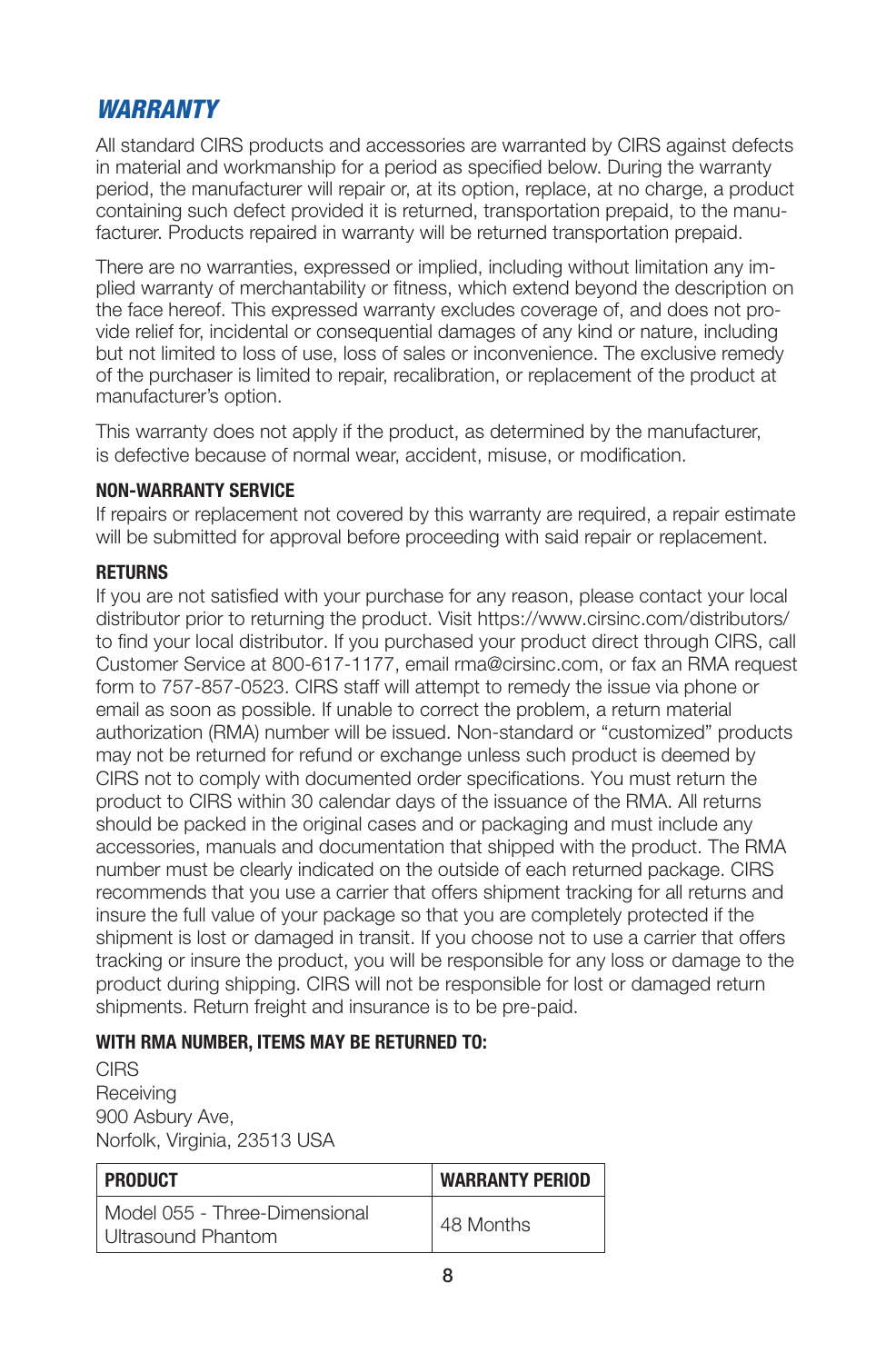# *WARRANTY*

All standard CIRS products and accessories are warranted by CIRS against defects in material and workmanship for a period as specified below. During the warranty period, the manufacturer will repair or, at its option, replace, at no charge, a product containing such defect provided it is returned, transportation prepaid, to the manufacturer. Products repaired in warranty will be returned transportation prepaid.

There are no warranties, expressed or implied, including without limitation any implied warranty of merchantability or fitness, which extend beyond the description on the face hereof. This expressed warranty excludes coverage of, and does not provide relief for, incidental or consequential damages of any kind or nature, including but not limited to loss of use, loss of sales or inconvenience. The exclusive remedy of the purchaser is limited to repair, recalibration, or replacement of the product at manufacturer's option.

This warranty does not apply if the product, as determined by the manufacturer, is defective because of normal wear, accident, misuse, or modification.

### NON-WARRANTY SERVICE

If repairs or replacement not covered by this warranty are required, a repair estimate will be submitted for approval before proceeding with said repair or replacement.

### RETURNS

If you are not satisfied with your purchase for any reason, please contact your local distributor prior to returning the product. Visit https://www.cirsinc.com/distributors/ to find your local distributor. If you purchased your product direct through CIRS, call Customer Service at 800-617-1177, email rma@cirsinc.com, or fax an RMA request form to 757-857-0523. CIRS staff will attempt to remedy the issue via phone or email as soon as possible. If unable to correct the problem, a return material authorization (RMA) number will be issued. Non-standard or "customized" products may not be returned for refund or exchange unless such product is deemed by CIRS not to comply with documented order specifications. You must return the product to CIRS within 30 calendar days of the issuance of the RMA. All returns should be packed in the original cases and or packaging and must include any accessories, manuals and documentation that shipped with the product. The RMA number must be clearly indicated on the outside of each returned package. CIRS recommends that you use a carrier that offers shipment tracking for all returns and insure the full value of your package so that you are completely protected if the shipment is lost or damaged in transit. If you choose not to use a carrier that offers tracking or insure the product, you will be responsible for any loss or damage to the product during shipping. CIRS will not be responsible for lost or damaged return shipments. Return freight and insurance is to be pre-paid.

### WITH RMA NUMBER, ITEMS MAY BE RETURNED TO:

CIRS
Receiving
900 Asbury Ave,
Norfolk, Virginia, 23513 USA

| PRODUCT | WARRANTY PERIOD |
|---|---|
| Model 055 - Three-Dimensional Ultrasound Phantom | 48 Months |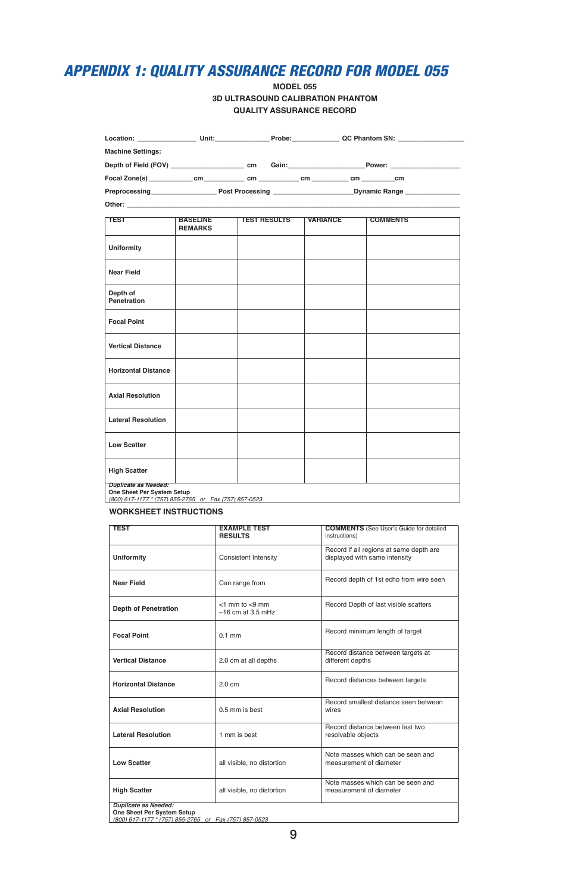# APPENDIX 1: QUALITY ASSURANCE RECORD FOR MODEL 055

**MODEL 055**
**3D ULTRASOUND CALIBRATION PHANTOM**
**QUALITY ASSURANCE RECORD**

**Location:** _______________ **Unit:**_____________ **Probe:**____________ **QC Phantom SN:** ________________

**Machine Settings:**

**Depth of Field (FOV)** ___________________ **cm** **Gain:**___________________**Power:** _________________

**Focal Zone(s)** ___________**cm**__________ **cm** __________ **cm** _________ **cm** ________**cm**

**Preprocessing**________________ **Post Processing** ____________________**Dynamic Range** ______________

**Other:** ______________________________________________________________________________

| TEST | BASELINE REMARKS | TEST RESULTS | VARIANCE | COMMENTS |
|---|---|---|---|---|
| **Uniformity** | | | | |
| **Near Field** | | | | |
| **Depth of Penetration** | | | | |
| **Focal Point** | | | | |
| **Vertical Distance** | | | | |
| **Horizontal Distance** | | | | |
| **Axial Resolution** | | | | |
| **Lateral Resolution** | | | | |
| **Low Scatter** | | | | |
| **High Scatter** | | | | |

***Duplicate as Needed:***
**One Sheet Per System Setup**
*(800) 617-1177 * (757) 855-2765 or Fax (757) 857-0523*

**WORKSHEET INSTRUCTIONS**

| TEST | EXAMPLE TEST RESULTS | COMMENTS (See User's Guide for detailed instructions) |
|---|---|---|
| **Uniformity** | Consistent Intensity | Record if all regions at same depth are displayed with same intensity |
| **Near Field** | Can range from | Record depth of 1st echo from wire seen |
| **Depth of Penetration** | <1 mm to <9 mm ~16 cm at 3.5 mHz | Record Depth of last visible scatters |
| **Focal Point** | 0.1 mm | Record minimum length of target |
| **Vertical Distance** | 2.0 cm at all depths | Record distance between targets at different depths |
| **Horizontal Distance** | 2.0 cm | Record distances between targets |
| **Axial Resolution** | 0.5 mm is best | Record smallest distance seen between wires |
| **Lateral Resolution** | 1 mm is best | Record distance between last two resolvable objects |
| **Low Scatter** | all visible, no distortion | Note masses which can be seen and measurement of diameter |
| **High Scatter** | all visible, no distortion | Note masses which can be seen and measurement of diameter |

***Duplicate as Needed:***
**One Sheet Per System Setup**
*(800) 617-1177 * (757) 855-2765 or Fax (757) 857-0523*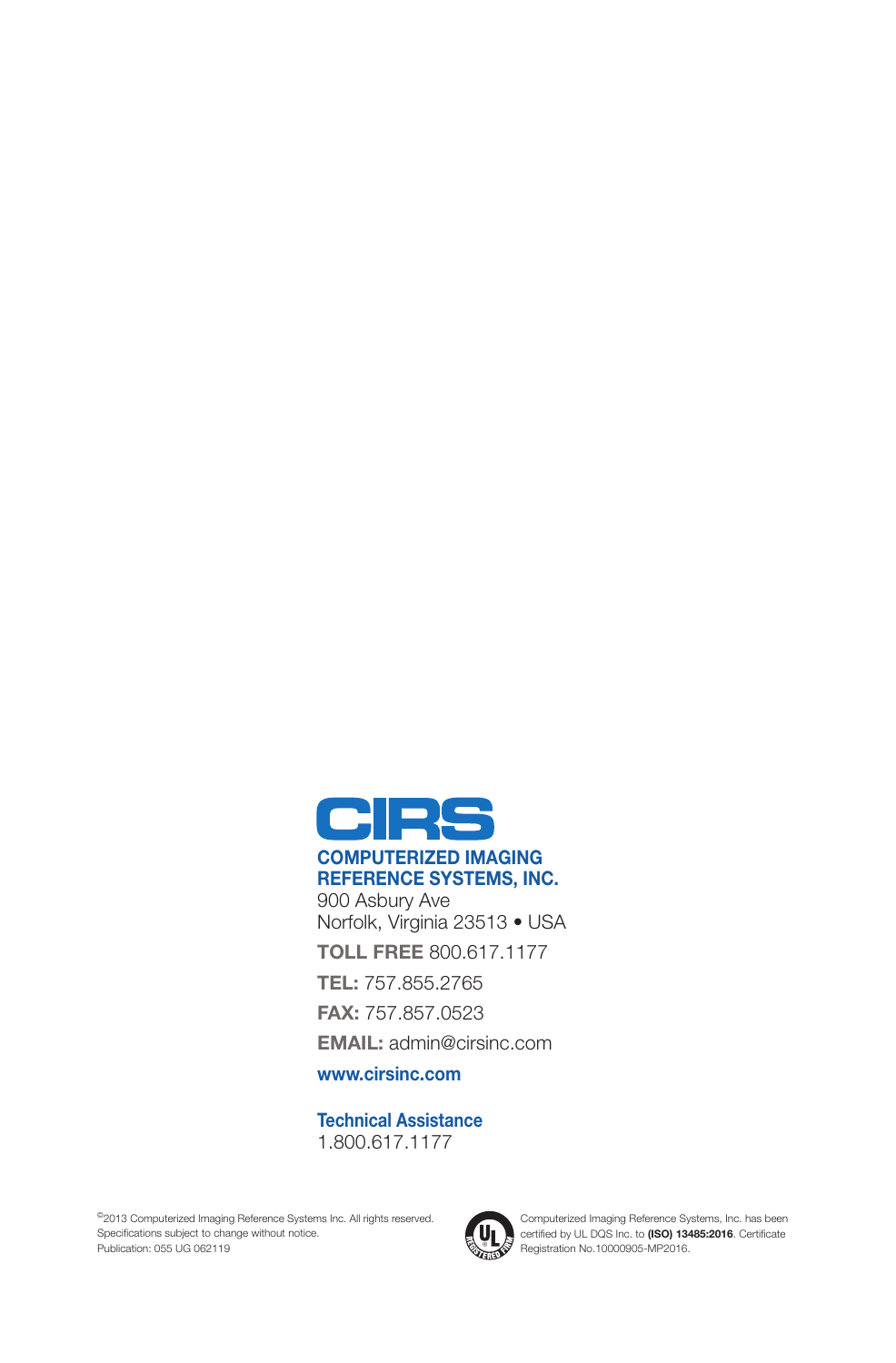CIRS

**COMPUTERIZED IMAGING REFERENCE SYSTEMS, INC.**

900 Asbury Ave
Norfolk, Virginia 23513 • USA

**TOLL FREE** 800.617.1177

**TEL:** 757.855.2765

**FAX:** 757.857.0523

**EMAIL:** admin@cirsinc.com

**www.cirsinc.com**

**Technical Assistance**
1.800.617.1177

©2013 Computerized Imaging Reference Systems Inc. All rights reserved.
Specifications subject to change without notice.
Publication: 055 UG 062119

Computerized Imaging Reference Systems, Inc. has been certified by UL DQS Inc. to **(ISO) 13485:2016**. Certificate Registration No.10000905-MP2016.